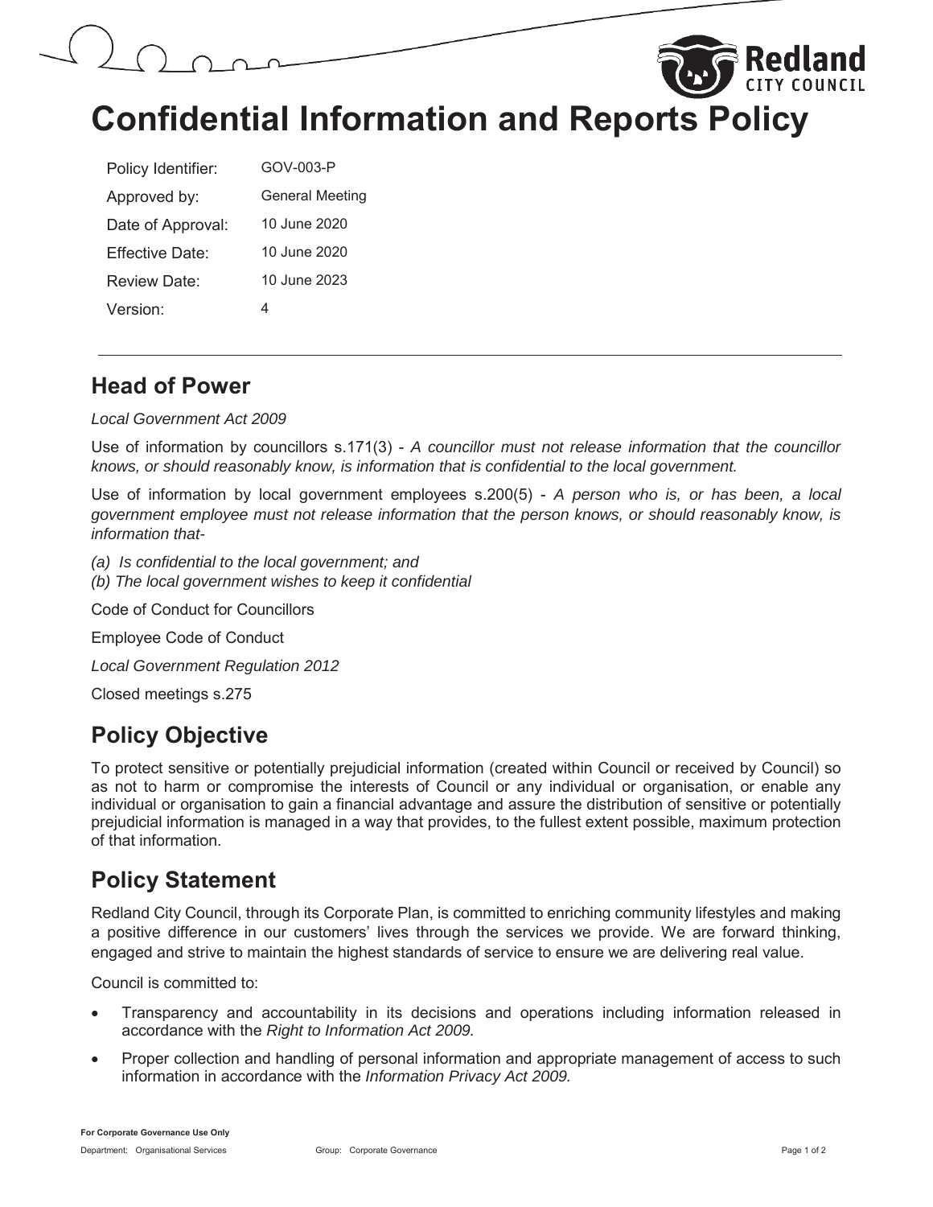# Confidential Information and Reports Policy

| | |
|---|---|
| Policy Identifier: | GOV-003-P |
| Approved by: | General Meeting |
| Date of Approval: | 10 June 2020 |
| Effective Date: | 10 June 2020 |
| Review Date: | 10 June 2023 |
| Version: | 4 |

## Head of Power

*Local Government Act 2009*

Use of information by councillors s.171(3) - *A councillor must not release information that the councillor knows, or should reasonably know, is information that is confidential to the local government.*

Use of information by local government employees s.200(5) - *A person who is, or has been, a local government employee must not release information that the person knows, or should reasonably know, is information that-*

*(a) Is confidential to the local government; and*
*(b) The local government wishes to keep it confidential*

Code of Conduct for Councillors

Employee Code of Conduct

*Local Government Regulation 2012*

Closed meetings s.275

## Policy Objective

To protect sensitive or potentially prejudicial information (created within Council or received by Council) so as not to harm or compromise the interests of Council or any individual or organisation, or enable any individual or organisation to gain a financial advantage and assure the distribution of sensitive or potentially prejudicial information is managed in a way that provides, to the fullest extent possible, maximum protection of that information.

## Policy Statement

Redland City Council, through its Corporate Plan, is committed to enriching community lifestyles and making a positive difference in our customers' lives through the services we provide. We are forward thinking, engaged and strive to maintain the highest standards of service to ensure we are delivering real value.

Council is committed to:

- Transparency and accountability in its decisions and operations including information released in accordance with the *Right to Information Act 2009.*
- Proper collection and handling of personal information and appropriate management of access to such information in accordance with the *Information Privacy Act 2009.*

**For Corporate Governance Use Only**
Department: Organisational Services Group: Corporate Governance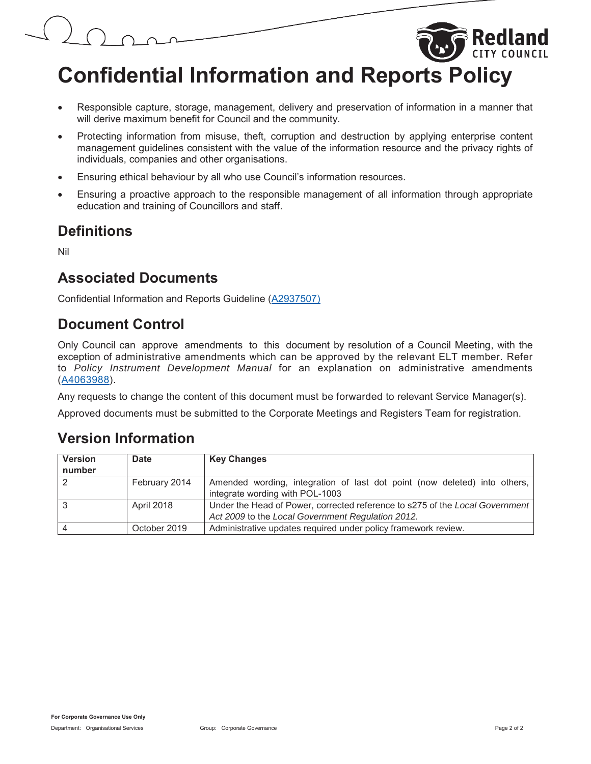// Confidential Information and Reports Policy

- Responsible capture, storage, management, delivery and preservation of information in a manner that will derive maximum benefit for Council and the community.
- Protecting information from misuse, theft, corruption and destruction by applying enterprise content management guidelines consistent with the value of the information resource and the privacy rights of individuals, companies and other organisations.
- Ensuring ethical behaviour by all who use Council's information resources.
- Ensuring a proactive approach to the responsible management of all information through appropriate education and training of Councillors and staff.

## Definitions

Nil

## Associated Documents

Confidential Information and Reports Guideline (A2937507)

## Document Control

Only Council can approve amendments to this document by resolution of a Council Meeting, with the exception of administrative amendments which can be approved by the relevant ELT member. Refer to *Policy Instrument Development Manual* for an explanation on administrative amendments (A4063988).

Any requests to change the content of this document must be forwarded to relevant Service Manager(s).

Approved documents must be submitted to the Corporate Meetings and Registers Team for registration.

## Version Information

| Version number | Date | Key Changes |
| --- | --- | --- |
| 2 | February 2014 | Amended wording, integration of last dot point (now deleted) into others, integrate wording with POL-1003 |
| 3 | April 2018 | Under the Head of Power, corrected reference to s275 of the *Local Government Act 2009* to the *Local Government Regulation 2012.* |
| 4 | October 2019 | Administrative updates required under policy framework review. |

**For Corporate Governance Use Only**

Department: Organisational Services    Group: Corporate Governance